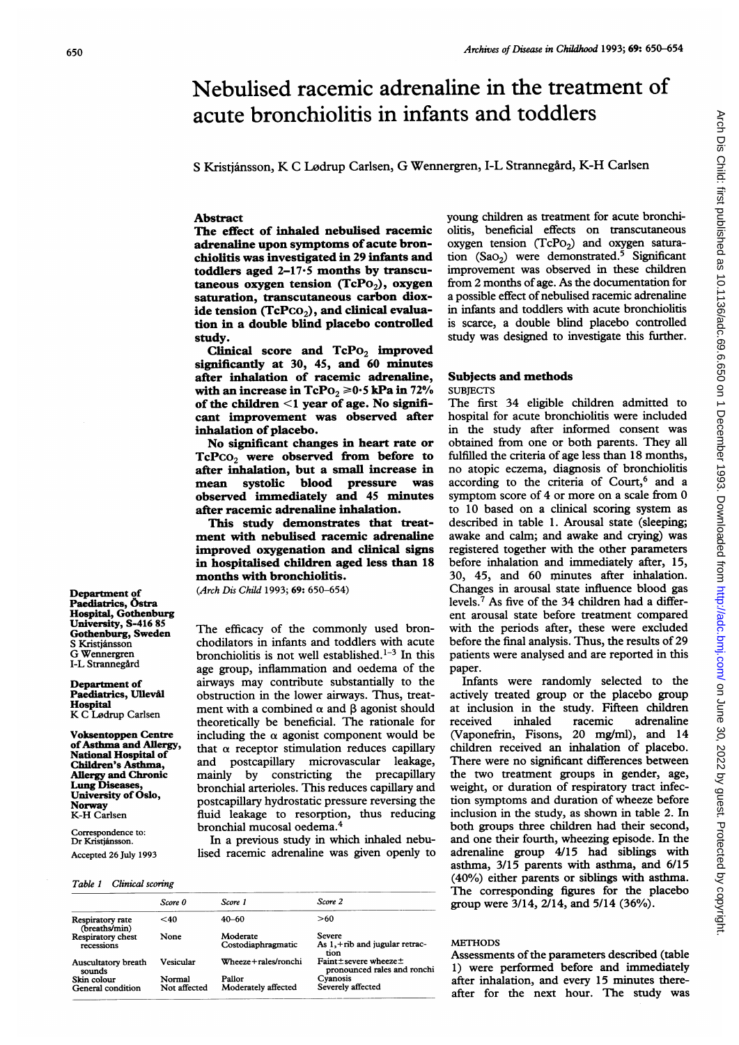# Nebulised racemic adrenaline in the treatment of acute bronchiolitis in infants and toddlers

S Kristjánsson, K C Lødrup Carlsen, G Wennergren, I-L Strannegård, K-H Carlsen

## Abstract

**The effect of inhaled nebulised racemic adrenaline upon symptoms of acute bronchiolitis was investigated in 29 infants and toddlers aged 2–17·5 months by transcutaneous oxygen tension ($TcPo_2$), oxygen saturation, transcutaneous carbon dioxide tension ($TcPco_2$), and clinical evaluation in a double blind placebo controlled study.**

**Clinical score and $TcPo_2$ improved significantly at 30, 45, and 60 minutes after inhalation of racemic adrenaline, with an increase in $TcPo_2 \geq 0{\cdot}5$ kPa in 72% of the children <1 year of age. No significant improvement was observed after inhalation of placebo.**

**No significant changes in heart rate or $TcPco_2$ were observed from before to after inhalation, but a small increase in mean systolic blood pressure was observed immediately and 45 minutes after racemic adrenaline inhalation.**

**This study demonstrates that treatment with nebulised racemic adrenaline improved oxygenation and clinical signs in hospitalised children aged less than 18 months with bronchiolitis.**

(*Arch Dis Child* 1993; **69:** 650–654)

Department of Paediatrics, Östra Hospital, Gothenburg University, S-416 85 Gothenburg, Sweden
S Kristjánsson
G Wennergren
I-L Strannegård

Department of Paediatrics, Ullevål Hospital
K C Lødrup Carlsen

Voksentoppen Centre of Asthma and Allergy, National Hospital of Children's Asthma, Allergy and Chronic Lung Diseases, University of Oslo, Norway
K-H Carlsen

Correspondence to: Dr Kristjánsson.

Accepted 26 July 1993

The efficacy of the commonly used bronchodilators in infants and toddlers with acute bronchiolitis is not well established.[1–3] In this age group, inflammation and oedema of the airways may contribute substantially to the obstruction in the lower airways. Thus, treatment with a combined α and β agonist should theoretically be beneficial. The rationale for including the α agonist component would be that α receptor stimulation reduces capillary and postcapillary microvascular leakage, mainly by constricting the precapillary bronchial arterioles. This reduces capillary and postcapillary hydrostatic pressure reversing the fluid leakage to resorption, thus reducing bronchial mucosal oedema.[4]

In a previous study in which inhaled nebulised racemic adrenaline was given openly to young children as treatment for acute bronchiolitis, beneficial effects on transcutaneous oxygen tension ($TcPo_2$) and oxygen saturation ($Sao_2$) were demonstrated.[5] Significant improvement was observed in these children from 2 months of age. As the documentation for a possible effect of nebulised racemic adrenaline in infants and toddlers with acute bronchiolitis is scarce, a double blind placebo controlled study was designed to investigate this further.

*Table 1 Clinical scoring*

| | Score 0 | Score 1 | Score 2 |
|---|---|---|---|
| Respiratory rate (breaths/min) | <40 | 40–60 | >60 |
| Respiratory chest recessions | None | Moderate Costodiaphragmatic | Severe As 1, + rib and jugular retraction |
| Auscultatory breath sounds | Vesicular | Wheeze + rales/ronchi | Faint ± severe wheeze ± pronounced rales and ronchi |
| Skin colour | Normal | Pallor | Cyanosis |
| General condition | Not affected | Moderately affected | Severely affected |

## Subjects and methods

### SUBJECTS

The first 34 eligible children admitted to hospital for acute bronchiolitis were included in the study after informed consent was obtained from one or both parents. They all fulfilled the criteria of age less than 18 months, no atopic eczema, diagnosis of bronchiolitis according to the criteria of Court,[6] and a symptom score of 4 or more on a scale from 0 to 10 based on a clinical scoring system as described in table 1. Arousal state (sleeping; awake and calm; and awake and crying) was registered together with the other parameters before inhalation and immediately after, 15, 30, 45, and 60 minutes after inhalation. Changes in arousal state influence blood gas levels.[7] As five of the 34 children had a different arousal state before treatment compared with the periods after, these were excluded before the final analysis. Thus, the results of 29 patients were analysed and are reported in this paper.

Infants were randomly selected to the actively treated group or the placebo group at inclusion in the study. Fifteen children received inhaled racemic adrenaline (Vaponefrin, Fisons, 20 mg/ml), and 14 children received an inhalation of placebo. There were no significant differences between the two treatment groups in gender, age, weight, or duration of respiratory tract infection symptoms and duration of wheeze before inclusion in the study, as shown in table 2. In both groups three children had their second, and one their fourth, wheezing episode. In the adrenaline group 4/15 had siblings with asthma, 3/15 parents with asthma, and 6/15 (40%) either parents or siblings with asthma. The corresponding figures for the placebo group were 3/14, 2/14, and 5/14 (36%).

### METHODS

Assessments of the parameters described (table 1) were performed before and immediately after inhalation, and every 15 minutes thereafter for the next hour. The study was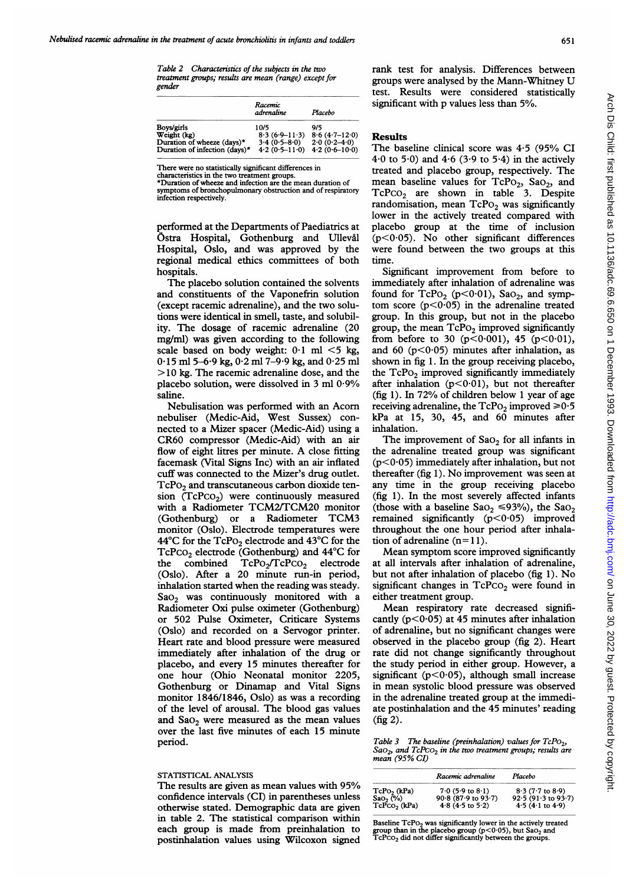Table 2 *Characteristics of the subjects in the two treatment groups; results are mean (range) except for gender*

| | Racemic adrenaline | Placebo |
|---|---|---|
| Boys/girls | 10/5 | 9/5 |
| Weight (kg) | 8·3 (6·9–11·3) | 8·6 (4·7–12·0) |
| Duration of wheeze (days)* | 3·4 (0·5–8·0) | 2·0 (0·2–4·0) |
| Duration of infection (days)* | 4·2 (0·5–11·0) | 4·2 (0·6–10·0) |

There were no statistically significant differences in characteristics in the two treatment groups.
*Duration of wheeze and infection are the mean duration of symptoms of bronchopulmonary obstruction and of respiratory infection respectively.

performed at the Departments of Paediatrics at Östra Hospital, Gothenburg and Ullevål Hospital, Oslo, and was approved by the regional medical ethics committees of both hospitals.

The placebo solution contained the solvents and constituents of the Vaponefrin solution (except racemic adrenaline), and the two solutions were identical in smell, taste, and solubility. The dosage of racemic adrenaline (20 mg/ml) was given according to the following scale based on body weight: 0·1 ml <5 kg, 0·15 ml 5–6·9 kg, 0·2 ml 7–9·9 kg, and 0·25 ml >10 kg. The racemic adrenaline dose, and the placebo solution, were dissolved in 3 ml 0·9% saline.

Nebulisation was performed with an Acorn nebuliser (Medic-Aid, West Sussex) connected to a Mizer spacer (Medic-Aid) using a CR60 compressor (Medic-Aid) with an air flow of eight litres per minute. A close fitting facemask (Vital Signs Inc) with an air inflated cuff was connected to the Mizer's drug outlet. $TcPo_2$ and transcutaneous carbon dioxide tension ($TcPco_2$) were continuously measured with a Radiometer TCM2/TCM20 monitor (Gothenburg) or a Radiometer TCM3 monitor (Oslo). Electrode temperatures were 44°C for the $TcPo_2$ electrode and 43°C for the $TcPco_2$ electrode (Gothenburg) and 44°C for the combined $TcPo_2$/$TcPco_2$ electrode (Oslo). After a 20 minute run-in period, inhalation started when the reading was steady. $Sao_2$ was continuously monitored with a Radiometer Oxi pulse oximeter (Gothenburg) or 502 Pulse Oximeter, Criticare Systems (Oslo) and recorded on a Servogor printer. Heart rate and blood pressure were measured immediately after inhalation of the drug or placebo, and every 15 minutes thereafter for one hour (Ohio Neonatal monitor 2205, Gothenburg or Dinamap and Vital Signs monitor 1846/1846, Oslo) as was a recording of the level of arousal. The blood gas values and $Sao_2$ were measured as the mean values over the last five minutes of each 15 minute period.

## STATISTICAL ANALYSIS

The results are given as mean values with 95% confidence intervals (CI) in parentheses unless otherwise stated. Demographic data are given in table 2. The statistical comparison within each group is made from preinhalation to postinhalation values using Wilcoxon signed rank test for analysis. Differences between groups were analysed by the Mann-Whitney U test. Results were considered statistically significant with p values less than 5%.

## Results

The baseline clinical score was 4·5 (95% CI 4·0 to 5·0) and 4·6 (3·9 to 5·4) in the actively treated and placebo group, respectively. The mean baseline values for $TcPo_2$, $Sao_2$, and $TcPco_2$ are shown in table 3. Despite randomisation, mean $TcPo_2$ was significantly lower in the actively treated compared with placebo group at the time of inclusion ($p<0·05$). No other significant differences were found between the two groups at this time.

Significant improvement from before to immediately after inhalation of adrenaline was found for $TcPo_2$ ($p<0·01$), $Sao_2$, and symptom score ($p<0·05$) in the adrenaline treated group. In this group, but not in the placebo group, the mean $TcPo_2$ improved significantly from before to 30 ($p<0·001$), 45 ($p<0·01$), and 60 ($p<0·05$) minutes after inhalation, as shown in fig 1. In the group receiving placebo, the $TcPo_2$ improved significantly immediately after inhalation ($p<0·01$), but not thereafter (fig 1). In 72% of children below 1 year of age receiving adrenaline, the $TcPo_2$ improved $\geqslant$0·5 kPa at 15, 30, 45, and 60 minutes after inhalation.

The improvement of $Sao_2$ for all infants in the adrenaline treated group was significant ($p<0·05$) immediately after inhalation, but not thereafter (fig 1). No improvement was seen at any time in the group receiving placebo (fig 1). In the most severely affected infants (those with a baseline $Sao_2 \leqslant 93\%$), the $Sao_2$ remained significantly ($p<0·05$) improved throughout the one hour period after inhalation of adrenaline (n=11).

Mean symptom score improved significantly at all intervals after inhalation of adrenaline, but not after inhalation of placebo (fig 1). No significant changes in $TcPco_2$ were found in either treatment group.

Mean respiratory rate decreased significantly ($p<0·05$) at 45 minutes after inhalation of adrenaline, but no significant changes were observed in the placebo group (fig 2). Heart rate did not change significantly throughout the study period in either group. However, a significant ($p<0·05$), although small increase in mean systolic blood pressure was observed in the adrenaline treated group at the immediate postinhalation and the 45 minutes' reading (fig 2).

Table 3 *The baseline (preinhalation) values for $TcPo_2$, $Sao_2$, and $TcPco_2$ in the two treatment groups; results are mean (95% CI)*

| | Racemic adrenaline | Placebo |
|---|---|---|
| $TcPo_2$ (kPa) | 7·0 (5·9 to 8·1) | 8·3 (7·7 to 8·9) |
| $Sao_2$ (%) | 90·8 (87·9 to 93·7) | 92·5 (91·3 to 93·7) |
| $TcPco_2$ (kPa) | 4·8 (4·5 to 5·2) | 4·5 (4·1 to 4·9) |

Baseline $TcPo_2$ was significantly lower in the actively treated group than in the placebo group ($p<0·05$), but $Sao_2$ and $TcPco_2$ did not differ significantly between the groups.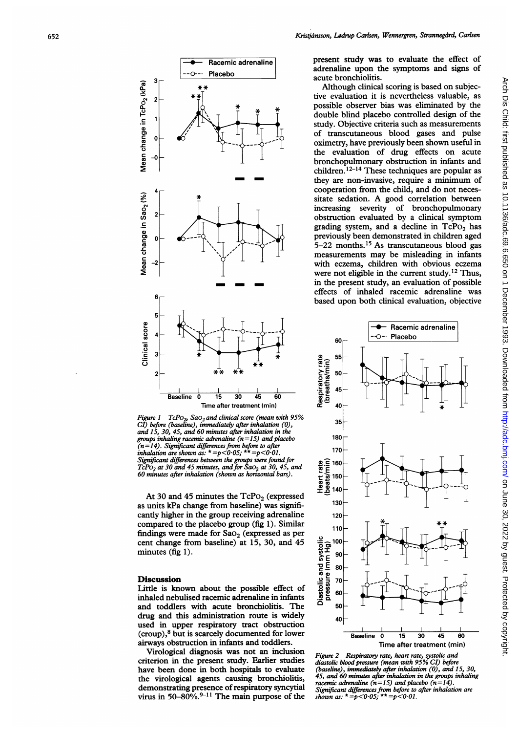Figure 1 $TcPo_2$, $Sao_2$ and clinical score (mean with 95% CI) before (baseline), immediately after inhalation (0), and 15, 30, 45, and 60 minutes after inhalation in the groups inhaling racemic adrenaline (n=15) and placebo (n=14). Significant differences from before to after inhalation are shown as: * = $p<0.05$; ** = $p<0.01$. Significant differences between the groups were found for $TcPo_2$ at 30 and 45 minutes, and for $Sao_2$ at 30, 45, and 60 minutes after inhalation (shown as horizontal bars).

At 30 and 45 minutes the $TcPo_2$ (expressed as units kPa change from baseline) was significantly higher in the group receiving adrenaline compared to the placebo group (fig 1). Similar findings were made for $Sao_2$ (expressed as per cent change from baseline) at 15, 30, and 45 minutes (fig 1).

## Discussion

Little is known about the possible effect of inhaled nebulised racemic adrenaline in infants and toddlers with acute bronchiolitis. The drug and this administration route is widely used in upper respiratory tract obstruction (croup),[8] but is scarcely documented for lower airways obstruction in infants and toddlers.

Virological diagnosis was not an inclusion criterion in the present study. Earlier studies have been done in both hospitals to evaluate the virological agents causing bronchiolitis, demonstrating presence of respiratory syncytial virus in 50–80%.[9–11] The main purpose of the present study was to evaluate the effect of adrenaline upon the symptoms and signs of acute bronchiolitis.

Although clinical scoring is based on subjective evaluation it is nevertheless valuable, as possible observer bias was eliminated by the double blind placebo controlled design of the study. Objective criteria such as measurements of transcutaneous blood gases and pulse oximetry, have previously been shown useful in the evaluation of drug effects on acute bronchopulmonary obstruction in infants and children.[12–14] These techniques are popular as they are non-invasive, require a minimum of cooperation from the child, and do not necessitate sedation. A good correlation between increasing severity of bronchopulmonary obstruction evaluated by a clinical symptom grading system, and a decline in $TcPo_2$ has previously been demonstrated in children aged 5–22 months.[15] As transcutaneous blood gas measurements may be misleading in infants with eczema, children with obvious eczema were not eligible in the current study.[12] Thus, in the present study, an evaluation of possible effects of inhaled racemic adrenaline was based upon both clinical evaluation, objective

Figure 2 Respiratory rate, heart rate, systolic and diastolic blood pressure (mean with 95% CI) before (baseline), immediately after inhalation (0), and 15, 30, 45, and 60 minutes after inhalation in the groups inhaling racemic adrenaline (n=15) and placebo (n=14). Significant differences from before to after inhalation are shown as: * = $p<0.05$; ** = $p<0.01$.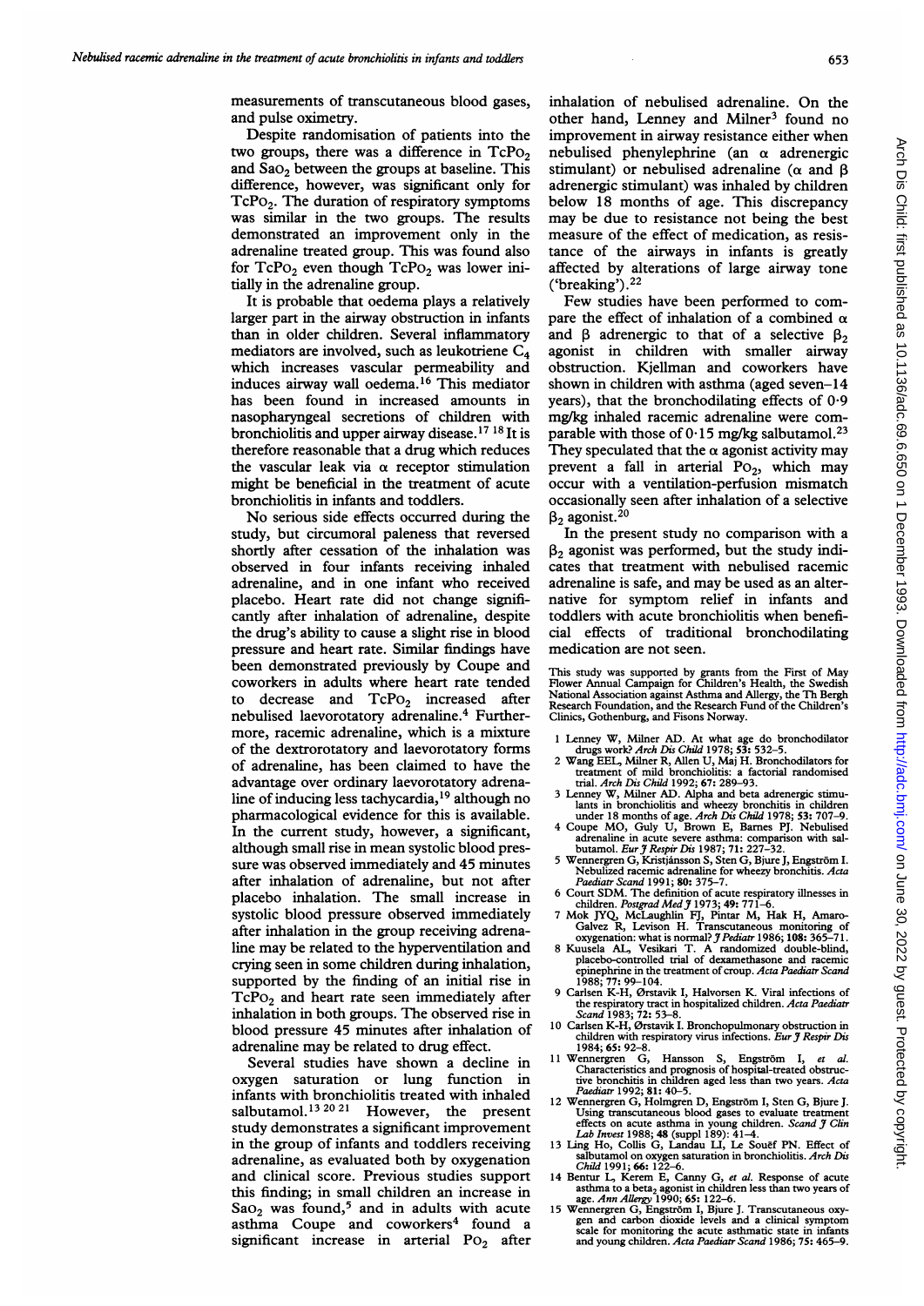measurements of transcutaneous blood gases, and pulse oximetry.

Despite randomisation of patients into the two groups, there was a difference in $TcPo_2$ and $Sao_2$ between the groups at baseline. This difference, however, was significant only for $TcPo_2$. The duration of respiratory symptoms was similar in the two groups. The results demonstrated an improvement only in the adrenaline treated group. This was found also for $TcPo_2$ even though $TcPo_2$ was lower initially in the adrenaline group.

It is probable that oedema plays a relatively larger part in the airway obstruction in infants than in older children. Several inflammatory mediators are involved, such as leukotriene $C_4$ which increases vascular permeability and induces airway wall oedema.[16] This mediator has been found in increased amounts in nasopharyngeal secretions of children with bronchiolitis and upper airway disease.[17 18] It is therefore reasonable that a drug which reduces the vascular leak via $\alpha$ receptor stimulation might be beneficial in the treatment of acute bronchiolitis in infants and toddlers.

No serious side effects occurred during the study, but circumoral paleness that reversed shortly after cessation of the inhalation was observed in four infants receiving inhaled adrenaline, and in one infant who received placebo. Heart rate did not change significantly after inhalation of adrenaline, despite the drug's ability to cause a slight rise in blood pressure and heart rate. Similar findings have been demonstrated previously by Coupe and coworkers in adults where heart rate tended to decrease and $TcPo_2$ increased after nebulised laevorotatory adrenaline.[4] Furthermore, racemic adrenaline, which is a mixture of the dextrorotatory and laevorotatory forms of adrenaline, has been claimed to have the advantage over ordinary laevorotatory adrenaline of inducing less tachycardia,[19] although no pharmacological evidence for this is available. In the current study, however, a significant, although small rise in mean systolic blood pressure was observed immediately and 45 minutes after inhalation of adrenaline, but not after placebo inhalation. The small increase in systolic blood pressure observed immediately after inhalation in the group receiving adrenaline may be related to the hyperventilation and crying seen in some children during inhalation, supported by the finding of an initial rise in $TcPo_2$ and heart rate seen immediately after inhalation in both groups. The observed rise in blood pressure 45 minutes after inhalation of adrenaline may be related to drug effect.

Several studies have shown a decline in oxygen saturation or lung function in infants with bronchiolitis treated with inhaled salbutamol.[13 20 21] However, the present study demonstrates a significant improvement in the group of infants and toddlers receiving adrenaline, as evaluated both by oxygenation and clinical score. Previous studies support this finding; in small children an increase in $Sao_2$ was found,[5] and in adults with acute asthma Coupe and coworkers[4] found a significant increase in arterial $Po_2$ after inhalation of nebulised adrenaline. On the other hand, Lenney and Milner[3] found no improvement in airway resistance either when nebulised phenylephrine (an $\alpha$ adrenergic stimulant) or nebulised adrenaline ($\alpha$ and $\beta$ adrenergic stimulant) was inhaled by children below 18 months of age. This discrepancy may be due to resistance not being the best measure of the effect of medication, as resistance of the airways in infants is greatly affected by alterations of large airway tone ('breaking').[22]

Few studies have been performed to compare the effect of inhalation of a combined $\alpha$ and $\beta$ adrenergic to that of a selective $\beta_2$ agonist in children with smaller airway obstruction. Kjellman and coworkers have shown in children with asthma (aged seven–14 years), that the bronchodilating effects of 0·9 mg/kg inhaled racemic adrenaline were comparable with those of 0·15 mg/kg salbutamol.[23] They speculated that the $\alpha$ agonist activity may prevent a fall in arterial $Po_2$, which may occur with a ventilation-perfusion mismatch occasionally seen after inhalation of a selective $\beta_2$ agonist.[20]

In the present study no comparison with a $\beta_2$ agonist was performed, but the study indicates that treatment with nebulised racemic adrenaline is safe, and may be used as an alternative for symptom relief in infants and toddlers with acute bronchiolitis when beneficial effects of traditional bronchodilating medication are not seen.

This study was supported by grants from the First of May Flower Annual Campaign for Children's Health, the Swedish National Association against Asthma and Allergy, the Th Bergh Research Foundation, and the Research Fund of the Children's Clinics, Gothenburg, and Fisons Norway.

1. Lenney W, Milner AD. At what age do bronchodilator drugs work? *Arch Dis Child* 1978; **53:** 532–5.
2. Wang EEL, Milner RA, Allen U, Maj H. Bronchodilators for treatment of mild bronchiolitis: a factorial randomised trial. *Arch Dis Child* 1992; **67:** 289–93.
3. Lenney W, Milner AD. Alpha and beta adrenergic stimulants in bronchiolitis and wheezy bronchitis in children under 18 months of age. *Arch Dis Child* 1978; **53:** 707–9.
4. Coupe MO, Guly U, Brown E, Barnes PJ. Nebulised adrenaline in acute severe asthma: comparison with salbutamol. *Eur J Respir Dis* 1987; **71:** 227–32.
5. Wennergren G, Kristjánsson S, Sten G, Bjure J, Engström I. Nebulized racemic adrenaline for wheezy bronchitis. *Acta Paediatr Scand* 1991; **80:** 375–7.
6. Court SDM. The definition of acute respiratory illnesses in children. *Postgrad Med J* 1973; **49:** 771–6.
7. Mok JYQ, McLaughlin FJ, Pintar M, Hak H, Amaro-Galvez R, Levison H. Transcutaneous monitoring of oxygenation: what is normal? *J Pediatr* 1986; **108:** 365–71.
8. Kuusela AL, Vesikari T. A randomized double-blind, placebo-controlled trial of dexamethasone and racemic epinephrine in the treatment of croup. *Acta Paediatr Scand* 1988; **77:** 99–104.
9. Carlsen K-H, Ørstavik I, Halvorsen K. Viral infections of the respiratory tract in hospitalized children. *Acta Paediatr Scand* 1983; **72:** 53–8.
10. Carlsen K-H, Ørstavik I. Bronchopulmonary obstruction in children with respiratory virus infections. *Eur J Respir Dis* 1984; **65:** 92–8.
11. Wennergren G, Hansson S, Engström I, *et al.* Characteristics and prognosis of hospital-treated obstructive bronchitis in children aged less than two years. *Acta Paediatr* 1992; **81:** 40–5.
12. Wennergren G, Holmgren D, Engström I, Sten G, Bjure J. Using transcutaneous blood gases to evaluate treatment effects on acute asthma in young children. *Scand J Clin Lab Invest* 1988; **48** (suppl 189): 41–4.
13. Ling Ho, Collis G, Landau LI, Le Souëf PN. Effect of salbutamol on oxygen saturation in bronchiolitis. *Arch Dis Child* 1991; **66:** 122–6.
14. Bentur L, Kerem E, Canny G, *et al.* Response of acute asthma to a beta$_2$ agonist in children less than two years of age. *Ann Allergy* 1990; **65:** 122–6.
15. Wennergren G, Engström I, Bjure J. Transcutaneous oxygen and carbon dioxide levels and a clinical symptom scale for monitoring the acute asthmatic state in infants and young children. *Acta Paediatr Scand* 1986; **75:** 465–9.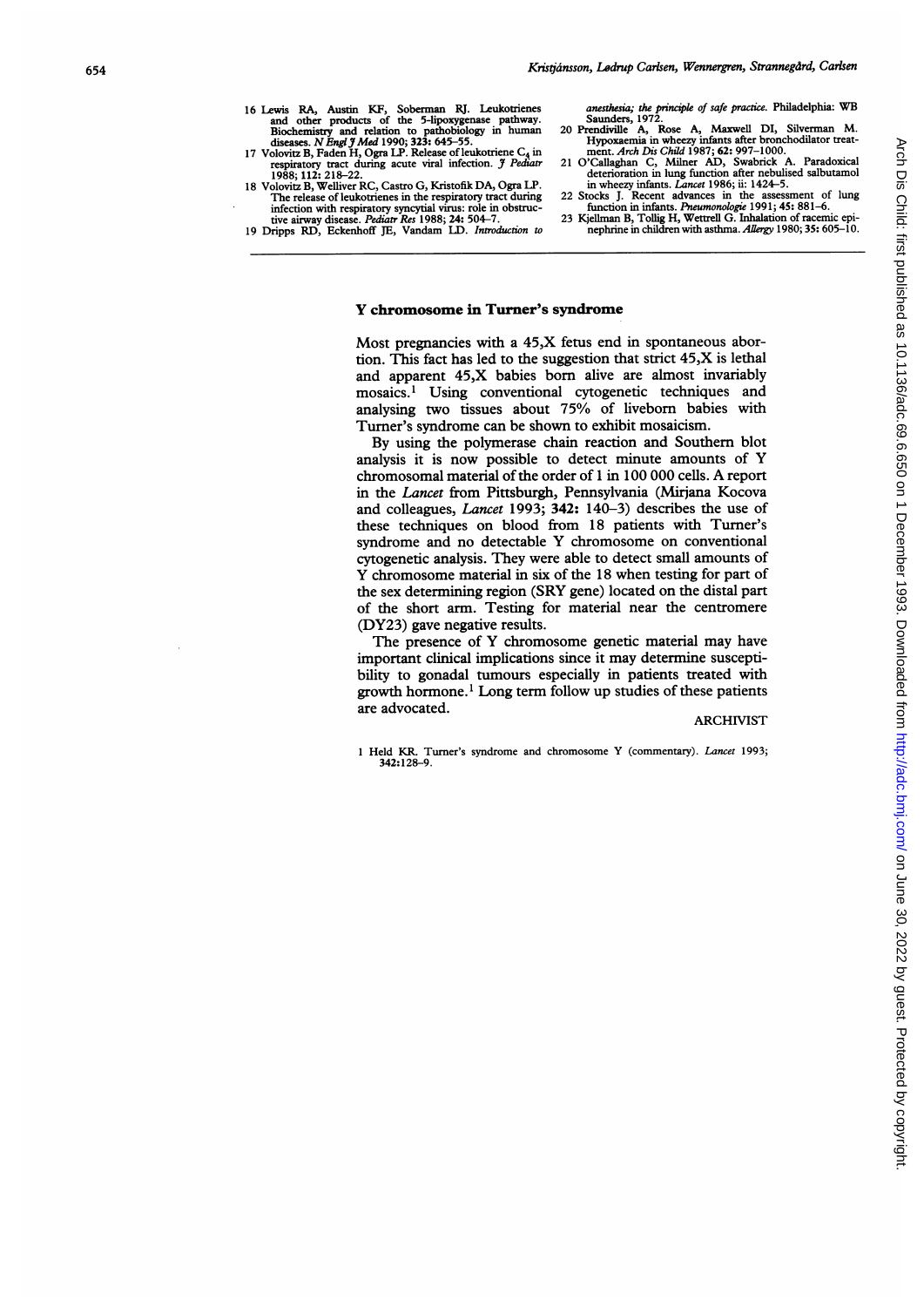16 Lewis RA, Austin KF, Soberman RJ. Leukotrienes and other products of the 5-lipoxygenase pathway. Biochemistry and relation to pathobiology in human diseases. *N Engl J Med* 1990; **323:** 645–55.
17 Volovitz B, Faden H, Ogra LP. Release of leukotriene $C_4$ in respiratory tract during acute viral infection. *J Pediatr* 1988; **112:** 218–22.
18 Volovitz B, Welliver RC, Castro G, Kristofik DA, Ogra LP. The release of leukotrienes in the respiratory tract during infection with respiratory syncytial virus: role in obstructive airway disease. *Pediatr Res* 1988; **24:** 504–7.
19 Dripps RD, Eckenhoff JE, Vandam LD. *Introduction to anesthesia; the principle of safe practice.* Philadelphia: WB Saunders, 1972.
20 Prendiville A, Rose A, Maxwell DI, Silverman M. Hypoxaemia in wheezy infants after bronchodilator treatment. *Arch Dis Child* 1987; **62:** 997–1000.
21 O'Callaghan C, Milner AD, Swabrick A. Paradoxical deterioration in lung function after nebulised salbutamol in wheezy infants. *Lancet* 1986; **ii:** 1424–5.
22 Stocks J. Recent advances in the assessment of lung function in infants. *Pneumonologie* 1991; **45:** 881–6.
23 Kjellman B, Tollig H, Wettrell G. Inhalation of racemic epinephrine in children with asthma. *Allergy* 1980; **35:** 605–10.

## Y chromosome in Turner's syndrome

Most pregnancies with a 45,X fetus end in spontaneous abortion. This fact has led to the suggestion that strict 45,X is lethal and apparent 45,X babies born alive are almost invariably mosaics.[1] Using conventional cytogenetic techniques and analysing two tissues about 75% of liveborn babies with Turner's syndrome can be shown to exhibit mosaicism.

By using the polymerase chain reaction and Southern blot analysis it is now possible to detect minute amounts of Y chromosomal material of the order of 1 in 100 000 cells. A report in the *Lancet* from Pittsburgh, Pennsylvania (Mirjana Kocova and colleagues, *Lancet* 1993; **342:** 140–3) describes the use of these techniques on blood from 18 patients with Turner's syndrome and no detectable Y chromosome on conventional cytogenetic analysis. They were able to detect small amounts of Y chromosome material in six of the 18 when testing for part of the sex determining region (SRY gene) located on the distal part of the short arm. Testing for material near the centromere (DY23) gave negative results.

The presence of Y chromosome genetic material may have important clinical implications since it may determine susceptibility to gonadal tumours especially in patients treated with growth hormone.[1] Long term follow up studies of these patients are advocated.

ARCHIVIST

1 Held KR. Turner's syndrome and chromosome Y (commentary). *Lancet* 1993; 342:128–9.